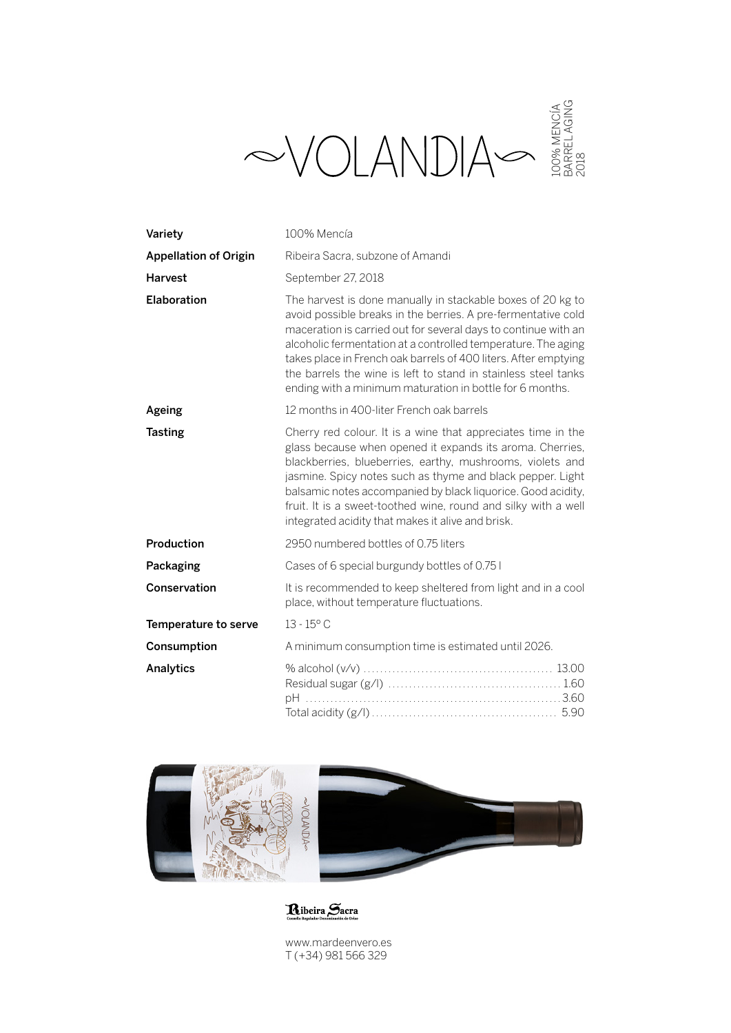# ~VOLANDIA~

100% MENCÍA
BARREL AGING
2018

| | |
|---|---|
| **Variety** | 100% Mencía |
| **Appellation of Origin** | Ribeira Sacra, subzone of Amandi |
| **Harvest** | September 27, 2018 |
| **Elaboration** | The harvest is done manually in stackable boxes of 20 kg to avoid possible breaks in the berries. A pre-fermentative cold maceration is carried out for several days to continue with an alcoholic fermentation at a controlled temperature. The aging takes place in French oak barrels of 400 liters. After emptying the barrels the wine is left to stand in stainless steel tanks ending with a minimum maturation in bottle for 6 months. |
| **Ageing** | 12 months in 400-liter French oak barrels |
| **Tasting** | Cherry red colour. It is a wine that appreciates time in the glass because when opened it expands its aroma. Cherries, blackberries, blueberries, earthy, mushrooms, violets and jasmine. Spicy notes such as thyme and black pepper. Light balsamic notes accompanied by black liquorice. Good acidity, fruit. It is a sweet-toothed wine, round and silky with a well integrated acidity that makes it alive and brisk. |
| **Production** | 2950 numbered bottles of 0.75 liters |
| **Packaging** | Cases of 6 special burgundy bottles of 0.75 l |
| **Conservation** | It is recommended to keep sheltered from light and in a cool place, without temperature fluctuations. |
| **Temperature to serve** | 13 - 15º C |
| **Consumption** | A minimum consumption time is estimated until 2026. |
| **Analytics** | % alcohol (v/v) .......... 13.00<br>Residual sugar (g/l) .......... 1.60<br>pH .......... 3.60<br>Total acidity (g/l) .......... 5.90 |

Ribeira Sacra
Consello Regulador Denominación de Orixe

www.mardeenvero.es
T (+34) 981 566 329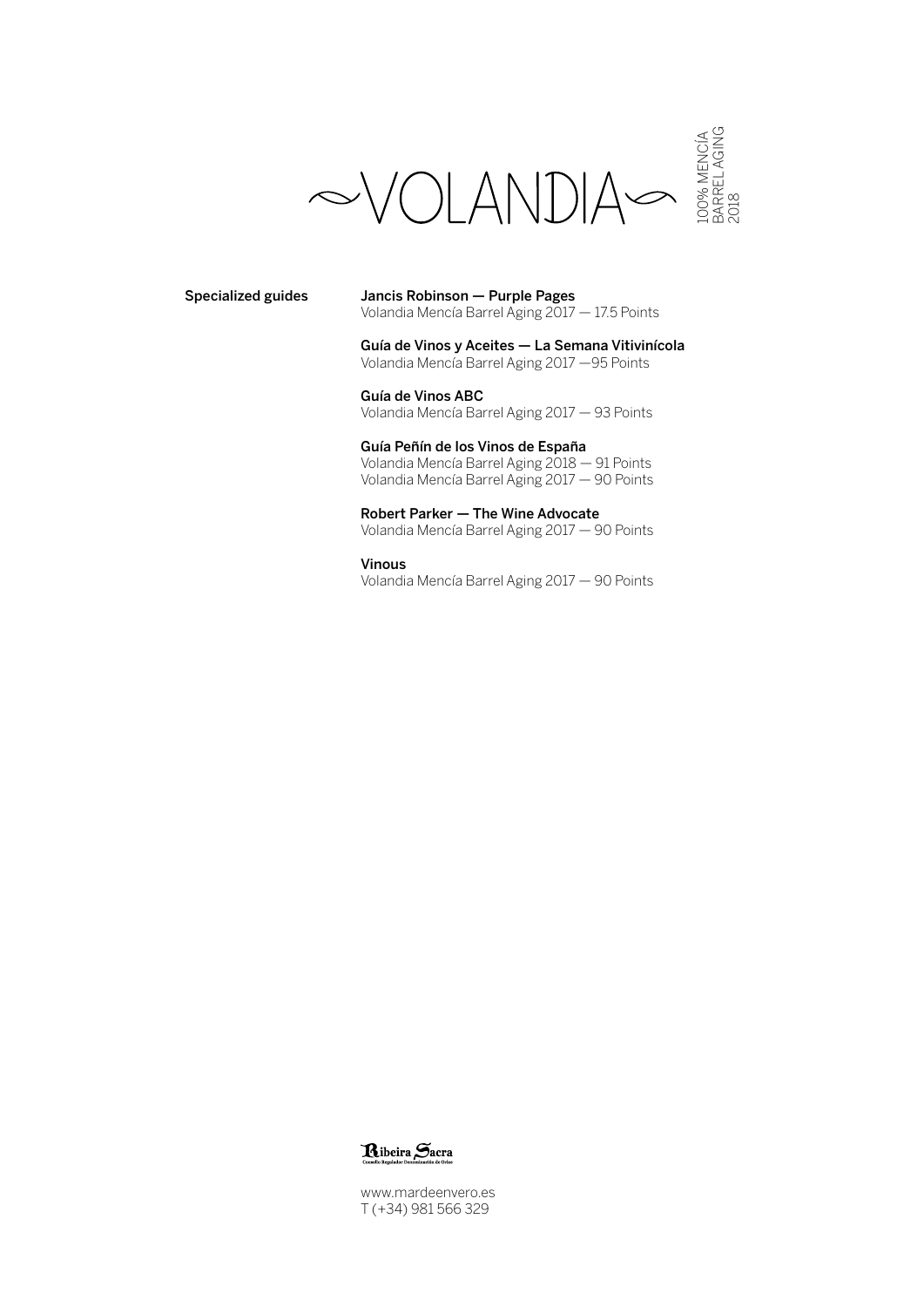# VOLANDIA

100% MENCÍA
BARREL AGING
2018

**Specialized guides**

**Jancis Robinson — Purple Pages**
Volandia Mencía Barrel Aging 2017 — 17.5 Points

**Guía de Vinos y Aceites — La Semana Vitivinícola**
Volandia Mencía Barrel Aging 2017 —95 Points

**Guía de Vinos ABC**
Volandia Mencía Barrel Aging 2017 — 93 Points

**Guía Peñín de los Vinos de España**
Volandia Mencía Barrel Aging 2018 — 91 Points
Volandia Mencía Barrel Aging 2017 — 90 Points

**Robert Parker — The Wine Advocate**
Volandia Mencía Barrel Aging 2017 — 90 Points

**Vinous**
Volandia Mencía Barrel Aging 2017 — 90 Points

Ribeira Sacra
Consello Regulador Denominación de Orixe

www.mardeenvero.es
T (+34) 981 566 329